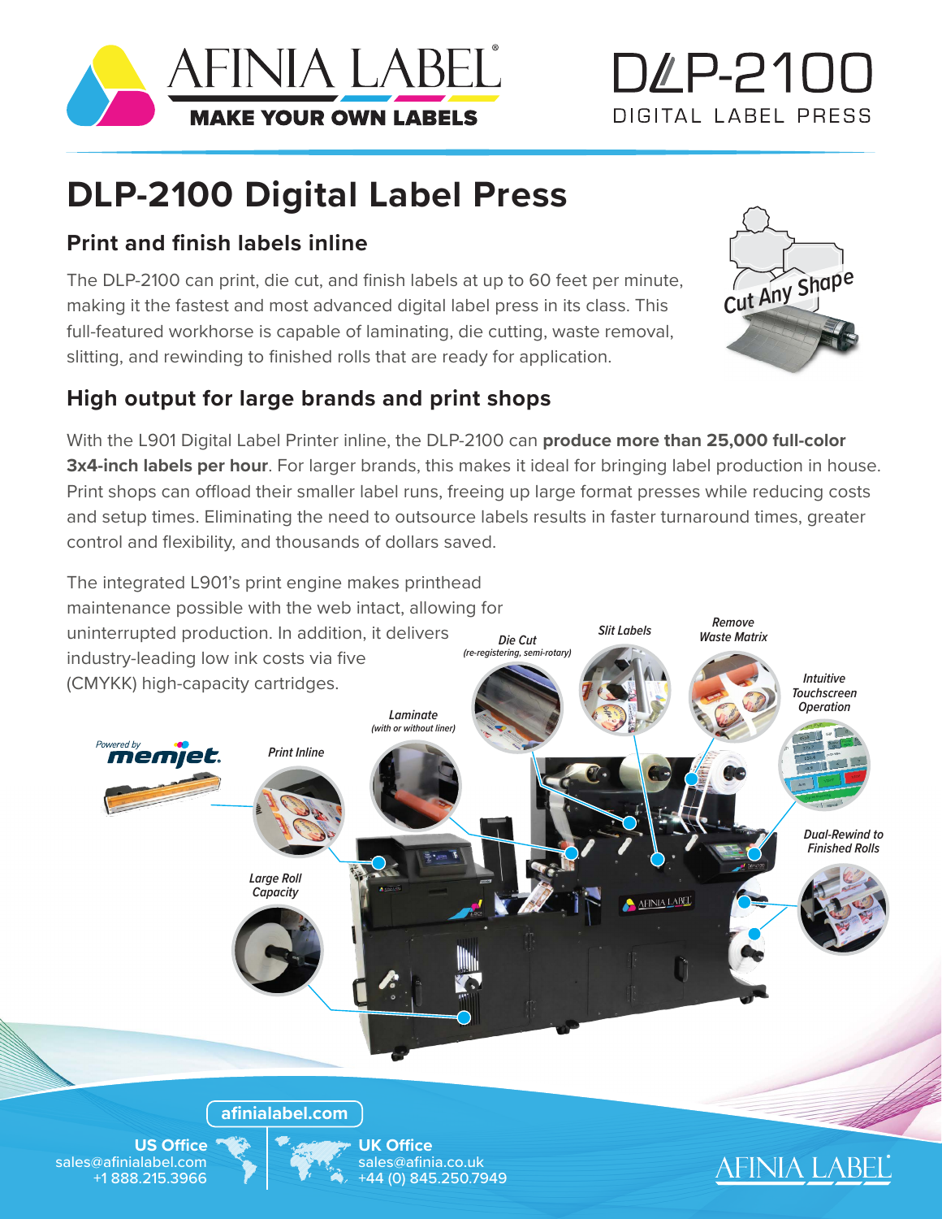AFINIA LABEL®

MAKE YOUR OWN LABELS

DLP-2100

DIGITAL LABEL PRESS

# DLP-2100 Digital Label Press

## Print and finish labels inline

The DLP-2100 can print, die cut, and finish labels at up to 60 feet per minute, making it the fastest and most advanced digital label press in its class. This full-featured workhorse is capable of laminating, die cutting, waste removal, slitting, and rewinding to finished rolls that are ready for application.

Cut Any Shape

## High output for large brands and print shops

With the L901 Digital Label Printer inline, the DLP-2100 can **produce more than 25,000 full-color 3x4-inch labels per hour**. For larger brands, this makes it ideal for bringing label production in house. Print shops can offload their smaller label runs, freeing up large format presses while reducing costs and setup times. Eliminating the need to outsource labels results in faster turnaround times, greater control and flexibility, and thousands of dollars saved.

The integrated L901's print engine makes printhead maintenance possible with the web intact, allowing for uninterrupted production. In addition, it delivers industry-leading low ink costs via five (CMYKK) high-capacity cartridges.

Powered by memjet.

*Print Inline*

*Large Roll Capacity*

*Laminate (with or without liner)*

*Die Cut (re-registering, semi-rotary)*

*Slit Labels*

*Remove Waste Matrix*

*Intuitive Touchscreen Operation*

*Dual-Rewind to Finished Rolls*

afinialabel.com

**US Office**
sales@afinialabel.com
+1 888.215.3966

**UK Office**
sales@afinia.co.uk
+44 (0) 845.250.7949

AFINIA LABEL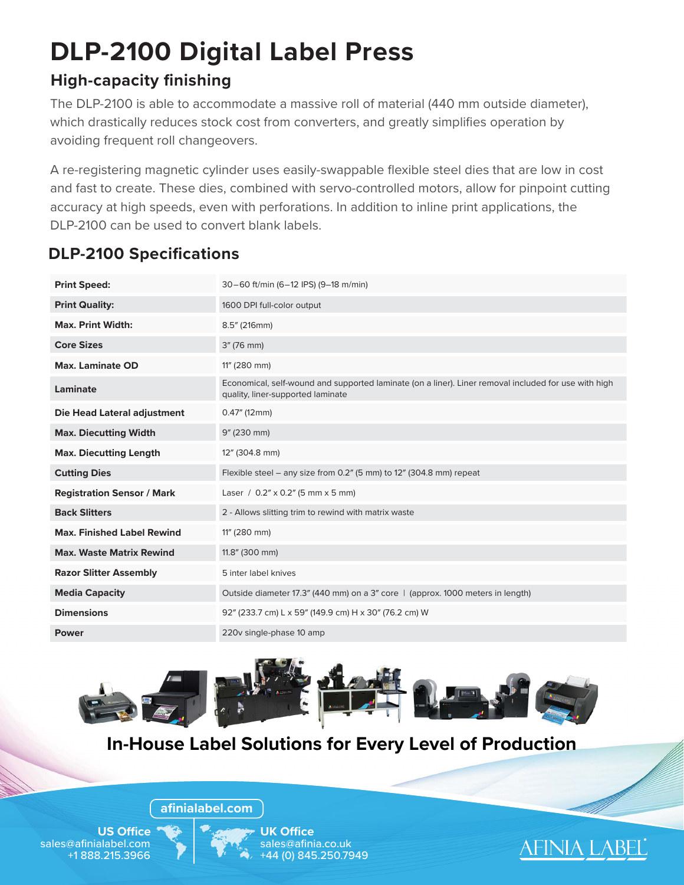# DLP-2100 Digital Label Press

## High-capacity finishing

The DLP-2100 is able to accommodate a massive roll of material (440 mm outside diameter), which drastically reduces stock cost from converters, and greatly simplifies operation by avoiding frequent roll changeovers.

A re-registering magnetic cylinder uses easily-swappable flexible steel dies that are low in cost and fast to create. These dies, combined with servo-controlled motors, allow for pinpoint cutting accuracy at high speeds, even with perforations. In addition to inline print applications, the DLP-2100 can be used to convert blank labels.

## DLP-2100 Specifications

| | |
|---|---|
| **Print Speed:** | 30–60 ft/min (6–12 IPS) (9–18 m/min) |
| **Print Quality:** | 1600 DPI full-color output |
| **Max. Print Width:** | 8.5" (216mm) |
| **Core Sizes** | 3" (76 mm) |
| **Max. Laminate OD** | 11" (280 mm) |
| **Laminate** | Economical, self-wound and supported laminate (on a liner). Liner removal included for use with high quality, liner-supported laminate |
| **Die Head Lateral adjustment** | 0.47" (12mm) |
| **Max. Diecutting Width** | 9" (230 mm) |
| **Max. Diecutting Length** | 12" (304.8 mm) |
| **Cutting Dies** | Flexible steel – any size from 0.2" (5 mm) to 12" (304.8 mm) repeat |
| **Registration Sensor / Mark** | Laser / 0.2" x 0.2" (5 mm x 5 mm) |
| **Back Slitters** | 2 - Allows slitting trim to rewind with matrix waste |
| **Max. Finished Label Rewind** | 11" (280 mm) |
| **Max. Waste Matrix Rewind** | 11.8" (300 mm) |
| **Razor Slitter Assembly** | 5 inter label knives |
| **Media Capacity** | Outside diameter 17.3" (440 mm) on a 3" core \| (approx. 1000 meters in length) |
| **Dimensions** | 92" (233.7 cm) L x 59" (149.9 cm) H x 30" (76.2 cm) W |
| **Power** | 220v single-phase 10 amp |

**In-House Label Solutions for Every Level of Production**

afinialabel.com

**US Office**
sales@afinialabel.com
+1 888.215.3966

**UK Office**
sales@afinia.co.uk
+44 (0) 845.250.7949

AFINIA LABEL